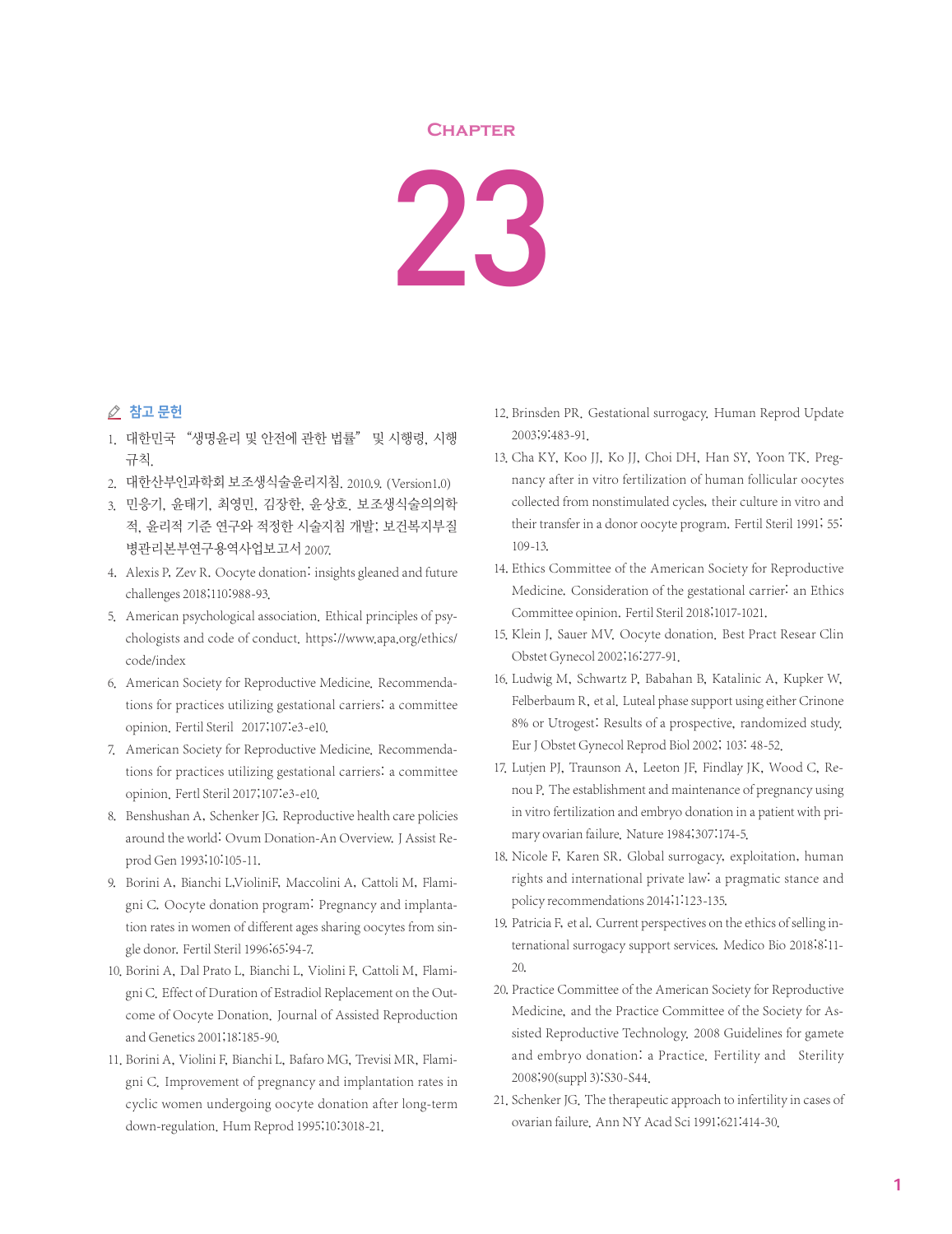# Chapter

# 23

## 참고 문헌

1. 대한민국 "생명윤리 및 안전에 관한 법률" 및 시행령, 시행규칙.
2. 대한산부인과학회 보조생식술윤리지침. 2010.9. (Version1.0)
3. 민응기, 윤태기, 최영민, 김장한, 윤상호. 보조생식술의의학적, 윤리적 기준 연구와 적정한 시술지침 개발; 보건복지부질병관리본부연구용역사업보고서 2007.
4. Alexis P, Zev R. Oocyte donation: insights gleaned and future challenges 2018;110:988-93.
5. American psychological association. Ethical principles of psychologists and code of conduct. https://www.apa.org/ethics/code/index
6. American Society for Reproductive Medicine. Recommendations for practices utilizing gestational carriers: a committee opinion. Fertil Steril 2017;107:e3-e10.
7. American Society for Reproductive Medicine. Recommendations for practices utilizing gestational carriers: a committee opinion. Fertl Steril 2017;107:e3-e10.
8. Benshushan A, Schenker JG. Reproductive health care policies around the world: Ovum Donation-An Overview. J Assist Reprod Gen 1993;10:105-11.
9. Borini A, Bianchi L,VioliniF, Maccolini A, Cattoli M, Flamigni C. Oocyte donation program: Pregnancy and implantation rates in women of different ages sharing oocytes from single donor. Fertil Steril 1996;65:94-7.
10. Borini A, Dal Prato L, Bianchi L, Violini F, Cattoli M, Flamigni C. Effect of Duration of Estradiol Replacement on the Outcome of Oocyte Donation. Journal of Assisted Reproduction and Genetics 2001;18:185-90.
11. Borini A, Violini F, Bianchi L, Bafaro MG, Trevisi MR, Flamigni C. Improvement of pregnancy and implantation rates in cyclic women undergoing oocyte donation after long-term down-regulation. Hum Reprod 1995;10:3018-21.
12. Brinsden PR. Gestational surrogacy. Human Reprod Update 2003;9:483-91.
13. Cha KY, Koo JJ, Ko JJ, Choi DH, Han SY, Yoon TK. Pregnancy after in vitro fertilization of human follicular oocytes collected from nonstimulated cycles, their culture in vitro and their transfer in a donor oocyte program. Fertil Steril 1991; 55: 109-13.
14. Ethics Committee of the American Society for Reproductive Medicine. Consideration of the gestational carrier: an Ethics Committee opinion. Fertil Steril 2018;1017-1021.
15. Klein J, Sauer MV. Oocyte donation. Best Pract Resear Clin Obstet Gynecol 2002;16:277-91.
16. Ludwig M, Schwartz P, Babahan B, Katalinic A, Kupker W, Felberbaum R, et al. Luteal phase support using either Crinone 8% or Utrogest: Results of a prospective, randomized study. Eur J Obstet Gynecol Reprod Biol 2002; 103: 48-52.
17. Lutjen PJ, Traunson A, Leeton JF, Findlay JK, Wood C, Renou P. The establishment and maintenance of pregnancy using in vitro fertilization and embryo donation in a patient with primary ovarian failure. Nature 1984;307:174-5.
18. Nicole F, Karen SR. Global surrogacy, exploitation, human rights and international private law: a pragmatic stance and policy recommendations 2014;1:123-135.
19. Patricia F, et al. Current perspectives on the ethics of selling international surrogacy support services. Medico Bio 2018;8:11-20.
20. Practice Committee of the American Society for Reproductive Medicine, and the Practice Committee of the Society for Assisted Reproductive Technology. 2008 Guidelines for gamete and embryo donation: a Practice. Fertility and Sterility 2008;90(suppl 3):S30-S44.
21. Schenker JG. The therapeutic approach to infertility in cases of ovarian failure. Ann NY Acad Sci 1991;621:414-30.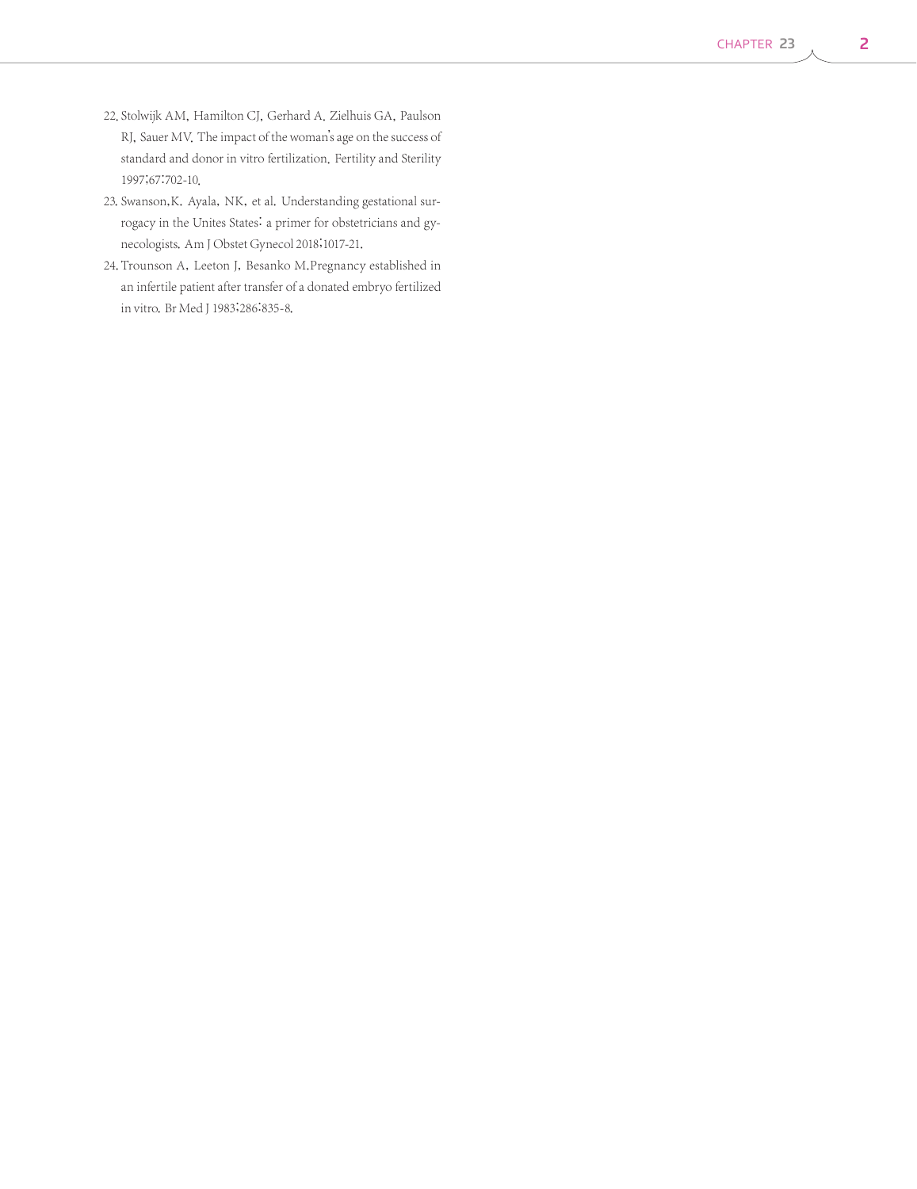22. Stolwijk AM, Hamilton CJ, Gerhard A, Zielhuis GA, Paulson RJ, Sauer MV. The impact of the woman's age on the success of standard and donor in vitro fertilization. Fertility and Sterility 1997;67:702-10.
23. Swanson,K. Ayala, NK, et al. Understanding gestational surrogacy in the Unites States: a primer for obstetricians and gynecologists. Am J Obstet Gynecol 2018;1017-21.
24. Trounson A, Leeton J, Besanko M.Pregnancy established in an infertile patient after transfer of a donated embryo fertilized in vitro. Br Med J 1983;286:835-8.